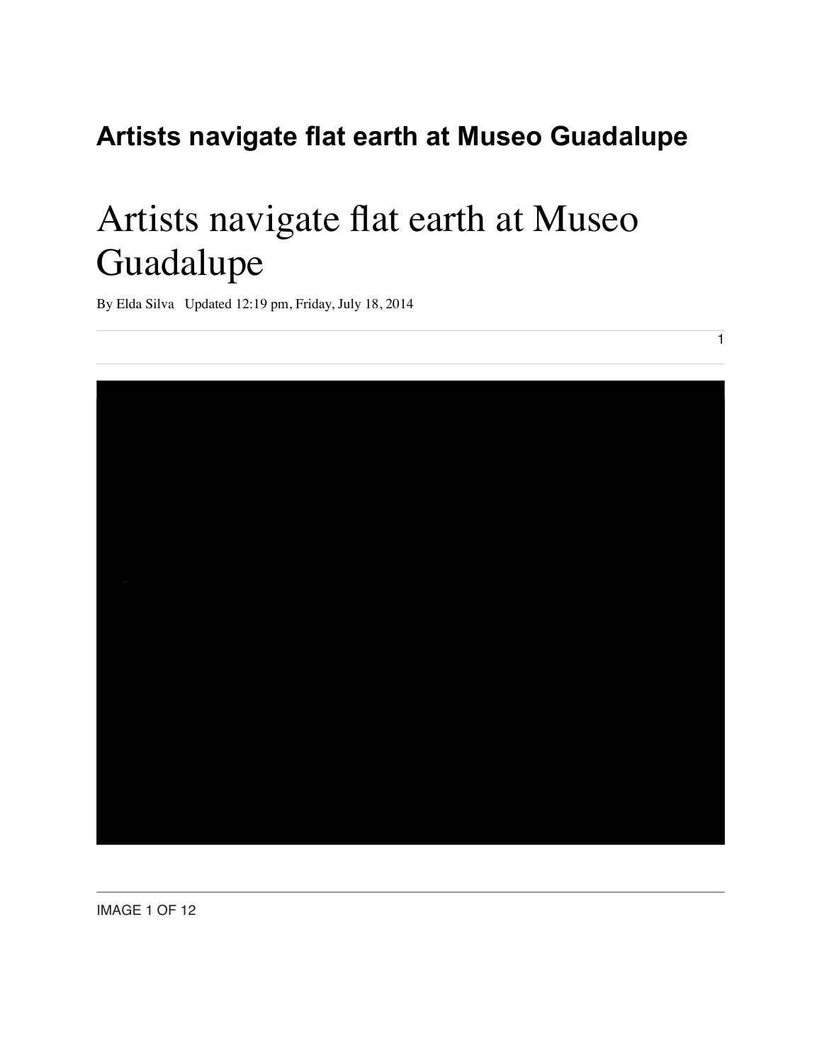# Artists navigate flat earth at Museo Guadalupe

By Elda Silva Updated 12:19 pm, Friday, July 18, 2014

1

IMAGE 1 OF 12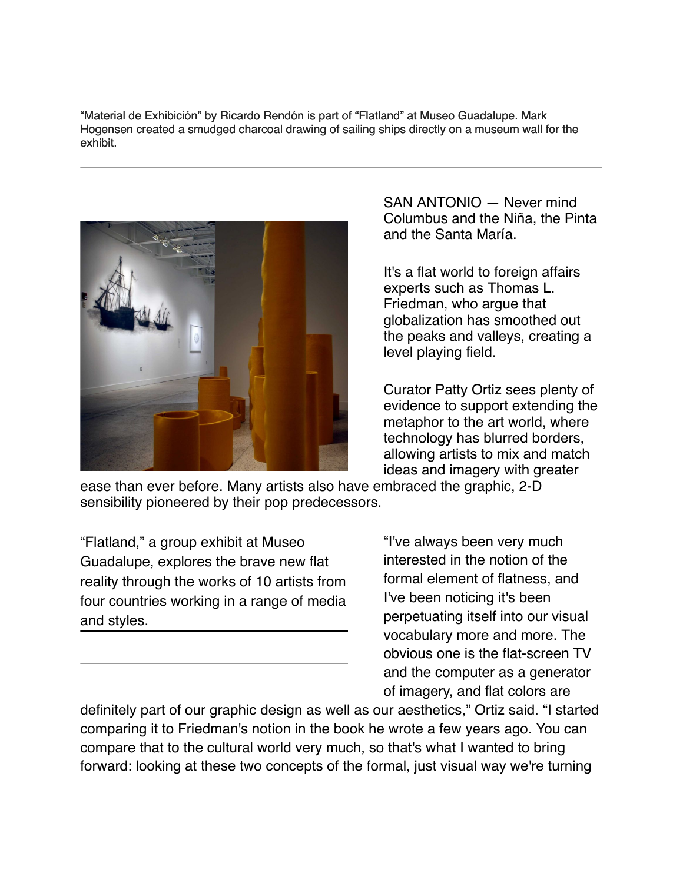"Material de Exhibición" by Ricardo Rendón is part of "Flatland" at Museo Guadalupe. Mark Hogensen created a smudged charcoal drawing of sailing ships directly on a museum wall for the exhibit.

---

SAN ANTONIO — Never mind Columbus and the Niña, the Pinta and the Santa María.

It's a flat world to foreign affairs experts such as Thomas L. Friedman, who argue that globalization has smoothed out the peaks and valleys, creating a level playing field.

Curator Patty Ortiz sees plenty of evidence to support extending the metaphor to the art world, where technology has blurred borders, allowing artists to mix and match ideas and imagery with greater ease than ever before. Many artists also have embraced the graphic, 2-D sensibility pioneered by their pop predecessors.

"Flatland," a group exhibit at Museo Guadalupe, explores the brave new flat reality through the works of 10 artists from four countries working in a range of media and styles.

"I've always been very much interested in the notion of the formal element of flatness, and I've been noticing it's been perpetuating itself into our visual vocabulary more and more. The obvious one is the flat-screen TV and the computer as a generator of imagery, and flat colors are definitely part of our graphic design as well as our aesthetics," Ortiz said. "I started comparing it to Friedman's notion in the book he wrote a few years ago. You can compare that to the cultural world very much, so that's what I wanted to bring forward: looking at these two concepts of the formal, just visual way we're turning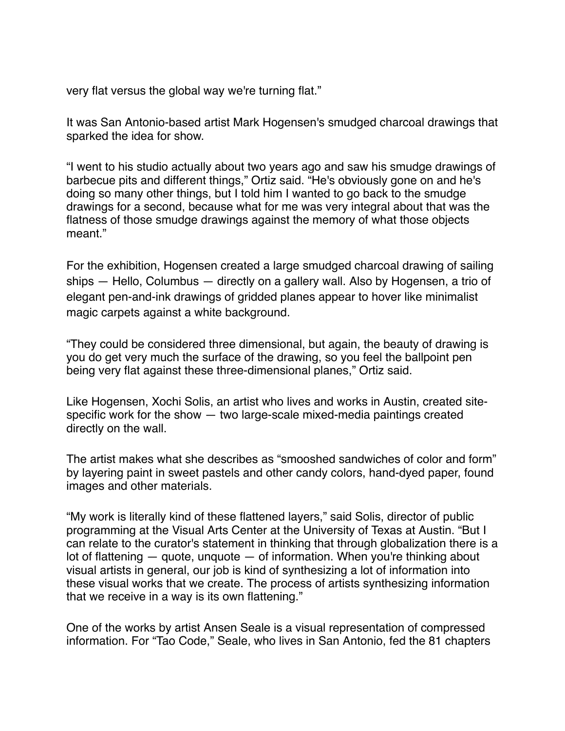very flat versus the global way we're turning flat."

It was San Antonio-based artist Mark Hogensen's smudged charcoal drawings that sparked the idea for show.

"I went to his studio actually about two years ago and saw his smudge drawings of barbecue pits and different things," Ortiz said. "He's obviously gone on and he's doing so many other things, but I told him I wanted to go back to the smudge drawings for a second, because what for me was very integral about that was the flatness of those smudge drawings against the memory of what those objects meant."

For the exhibition, Hogensen created a large smudged charcoal drawing of sailing ships — Hello, Columbus — directly on a gallery wall. Also by Hogensen, a trio of elegant pen-and-ink drawings of gridded planes appear to hover like minimalist magic carpets against a white background.

"They could be considered three dimensional, but again, the beauty of drawing is you do get very much the surface of the drawing, so you feel the ballpoint pen being very flat against these three-dimensional planes," Ortiz said.

Like Hogensen, Xochi Solis, an artist who lives and works in Austin, created site-specific work for the show — two large-scale mixed-media paintings created directly on the wall.

The artist makes what she describes as "smooshed sandwiches of color and form" by layering paint in sweet pastels and other candy colors, hand-dyed paper, found images and other materials.

"My work is literally kind of these flattened layers," said Solis, director of public programming at the Visual Arts Center at the University of Texas at Austin. "But I can relate to the curator's statement in thinking that through globalization there is a lot of flattening — quote, unquote — of information. When you're thinking about visual artists in general, our job is kind of synthesizing a lot of information into these visual works that we create. The process of artists synthesizing information that we receive in a way is its own flattening."

One of the works by artist Ansen Seale is a visual representation of compressed information. For "Tao Code," Seale, who lives in San Antonio, fed the 81 chapters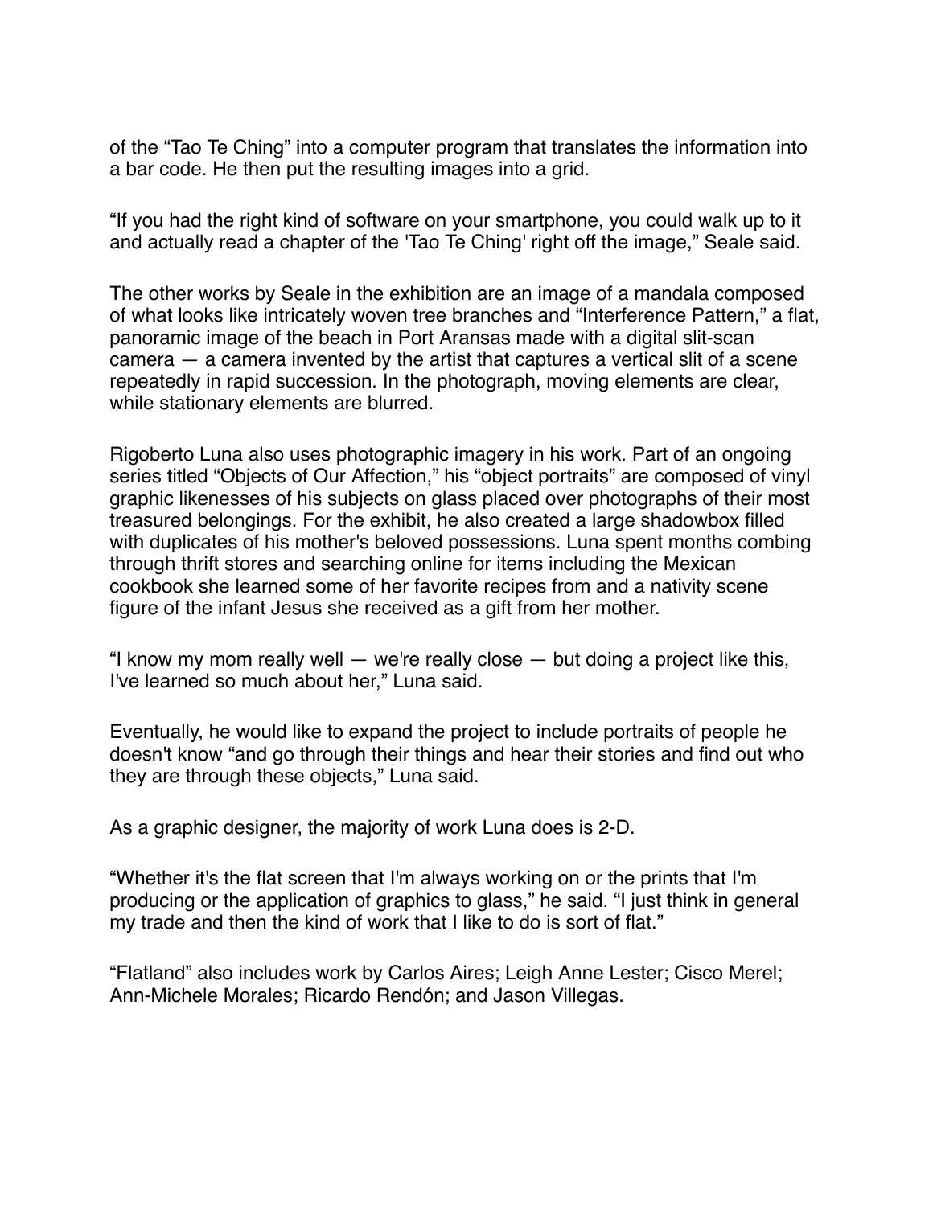of the “Tao Te Ching” into a computer program that translates the information into a bar code. He then put the resulting images into a grid.

“If you had the right kind of software on your smartphone, you could walk up to it and actually read a chapter of the 'Tao Te Ching' right off the image,” Seale said.

The other works by Seale in the exhibition are an image of a mandala composed of what looks like intricately woven tree branches and “Interference Pattern,” a flat, panoramic image of the beach in Port Aransas made with a digital slit-scan camera — a camera invented by the artist that captures a vertical slit of a scene repeatedly in rapid succession. In the photograph, moving elements are clear, while stationary elements are blurred.

Rigoberto Luna also uses photographic imagery in his work. Part of an ongoing series titled “Objects of Our Affection,” his “object portraits” are composed of vinyl graphic likenesses of his subjects on glass placed over photographs of their most treasured belongings. For the exhibit, he also created a large shadowbox filled with duplicates of his mother's beloved possessions. Luna spent months combing through thrift stores and searching online for items including the Mexican cookbook she learned some of her favorite recipes from and a nativity scene figure of the infant Jesus she received as a gift from her mother.

“I know my mom really well — we're really close — but doing a project like this, I've learned so much about her,” Luna said.

Eventually, he would like to expand the project to include portraits of people he doesn't know “and go through their things and hear their stories and find out who they are through these objects,” Luna said.

As a graphic designer, the majority of work Luna does is 2-D.

“Whether it's the flat screen that I'm always working on or the prints that I'm producing or the application of graphics to glass,” he said. “I just think in general my trade and then the kind of work that I like to do is sort of flat.”

“Flatland” also includes work by Carlos Aires; Leigh Anne Lester; Cisco Merel; Ann-Michele Morales; Ricardo Rendón; and Jason Villegas.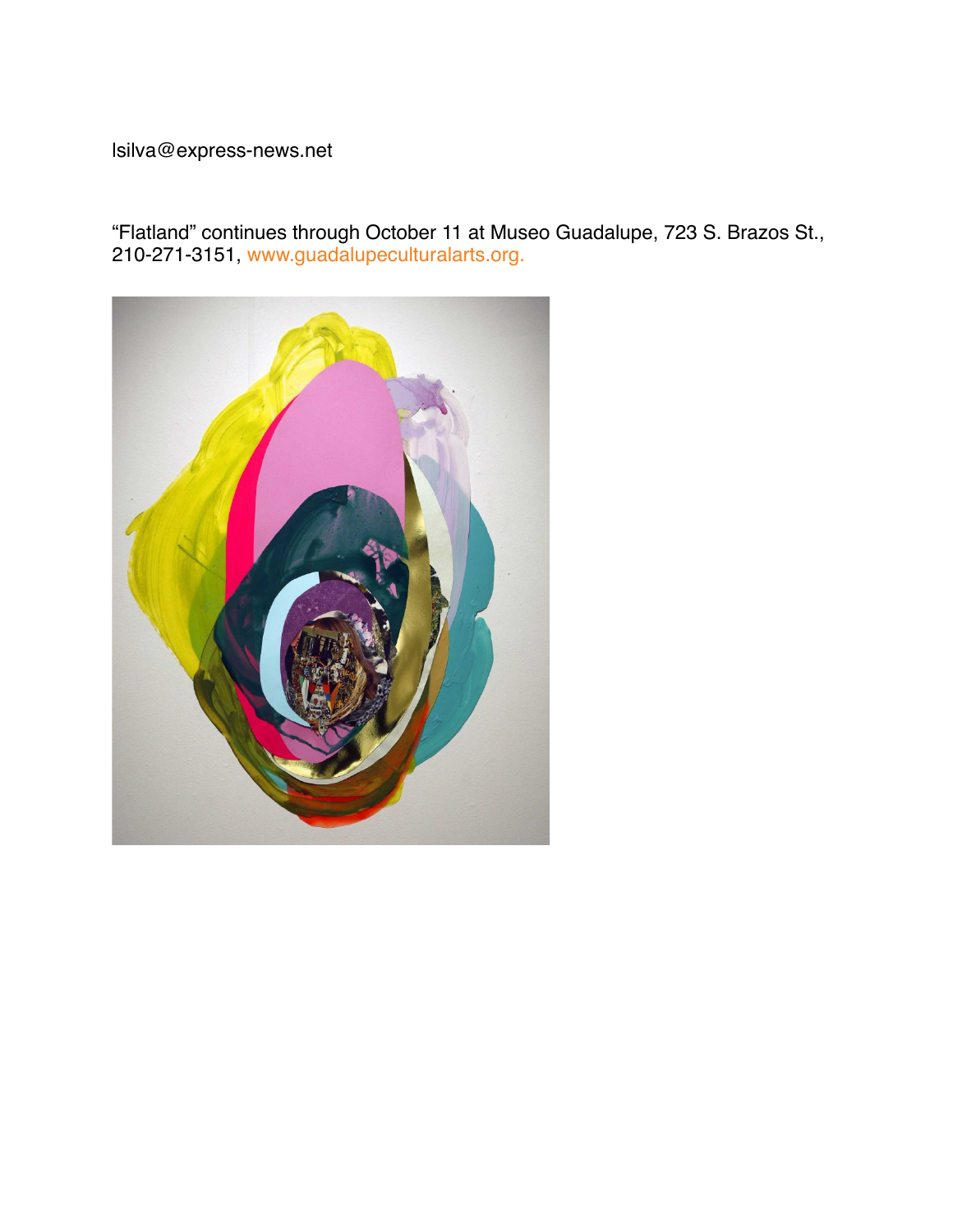lsilva@express-news.net

“Flatland” continues through October 11 at Museo Guadalupe, 723 S. Brazos St., 210-271-3151, www.guadalupeculturalarts.org.